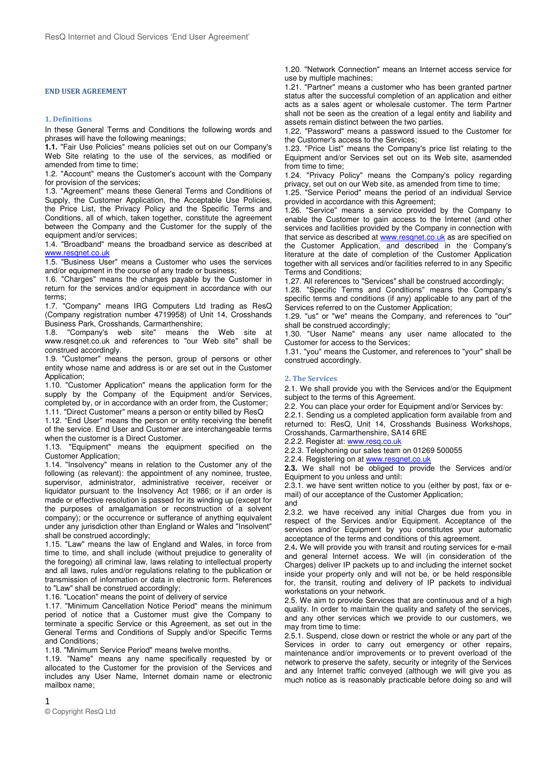## END USER AGREEMENT

### 1. Definitions

In these General Terms and Conditions the following words and phrases will have the following meanings;

**1.1.** "Fair Use Policies" means policies set out on our Company's Web Site relating to the use of the services, as modified or amended from time to time;

1.2. "Account" means the Customer's account with the Company for provision of the services;

1.3. "Agreement" means these General Terms and Conditions of Supply, the Customer Application, the Acceptable Use Policies, the Price List, the Privacy Policy and the Specific Terms and Conditions, all of which, taken together, constitute the agreement between the Company and the Customer for the supply of the equipment and/or services;

1.4. "Broadband" means the broadband service as described at www.resqnet.co.uk

1.5. "Business User" means a Customer who uses the services and/or equipment in the course of any trade or business;

1.6. "Charges" means the charges payable by the Customer in return for the services and/or equipment in accordance with our terms;

1.7. "Company" means IRG Computers Ltd trading as ResQ (Company registration number 4719958) of Unit 14, Crosshands Business Park, Crosshands, Carmarthenshire;

1.8. "Company's web site" means the Web site at www.resqnet.co.uk and references to "our Web site" shall be construed accordingly.

1.9. "Customer" means the person, group of persons or other entity whose name and address is or are set out in the Customer Application;

1.10. "Customer Application" means the application form for the supply by the Company of the Equipment and/or Services, completed by, or in accordance with an order from, the Customer;

1.11. "Direct Customer" means a person or entity billed by ResQ

1.12. "End User" means the person or entity receiving the benefit of the service. End User and Customer are interchangeable terms when the customer is a Direct Customer.

1.13. "Equipment" means the equipment specified on the Customer Application;

1.14. "Insolvency" means in relation to the Customer any of the following (as relevant): the appointment of any nominee, trustee, supervisor, administrator, administrative receiver, receiver or liquidator pursuant to the Insolvency Act 1986; or if an order is made or effective resolution is passed for its winding up (except for the purposes of amalgamation or reconstruction of a solvent company); or the occurrence or sufferance of anything equivalent under any jurisdiction other than England or Wales and "Insolvent" shall be construed accordingly;

1.15. "Law" means the law of England and Wales, in force from time to time, and shall include (without prejudice to generality of the foregoing) all criminal law, laws relating to intellectual property and all laws, rules and/or regulations relating to the publication or transmission of information or data in electronic form. References to "Law" shall be construed accordingly;

1.16. "Location" means the point of delivery of service

1.17. "Minimum Cancellation Notice Period" means the minimum period of notice that a Customer must give the Company to terminate a specific Service or this Agreement, as set out in the General Terms and Conditions of Supply and/or Specific Terms and Conditions;

1.18. "Minimum Service Period" means twelve months.

1.19. "Name" means any name specifically requested by or allocated to the Customer for the provision of the Services and includes any User Name, Internet domain name or electronic mailbox name;

1.20. "Network Connection" means an Internet access service for use by multiple machines;

1.21. "Partner" means a customer who has been granted partner status after the successful completion of an application and either acts as a sales agent or wholesale customer. The term Partner shall not be seen as the creation of a legal entity and liability and assets remain distinct between the two parties.

1.22. "Password" means a password issued to the Customer for the Customer's access to the Services;

1.23. "Price List" means the Company's price list relating to the Equipment and/or Services set out on its Web site, asamended from time to time;

1.24. "Privacy Policy" means the Company's policy regarding privacy, set out on our Web site, as amended from time to time;

1.25. "Service Period" means the period of an individual Service provided in accordance with this Agreement;

1.26. "Service" means a service provided by the Company to enable the Customer to gain access to the Internet (and other services and facilities provided by the Company in connection with that service as described at www.resqnet.co.uk as are specified on the Customer Application, and described in the Company's literature at the date of completion of the Customer Application together with all services and/or facilities referred to in any Specific Terms and Conditions;

1.27. All references to "Services" shall be construed accordingly;

1.28. "Specific Terms and Conditions" means the Company's specific terms and conditions (if any) applicable to any part of the Services referred to on the Customer Application;

1.29. "us" or "we" means the Company, and references to "our" shall be construed accordingly;

1.30. "User Name" means any user name allocated to the Customer for access to the Services;

1.31. "you" means the Customer, and references to "your" shall be construed accordingly.

### 2. The Services

2.1. We shall provide you with the Services and/or the Equipment subject to the terms of this Agreement.

2.2. You can place your order for Equipment and/or Services by:

2.2.1. Sending us a completed application form available from and returned to: ResQ, Unit 14, Crosshands Business Workshops, Crosshands, Carmarthenshire, SA14 6RE

2.2.2. Register at: www.resq.co.uk

2.2.3. Telephoning our sales team on 01269 500055

2.2.4. Registering on at www.resqnet.co.uk

**2.3.** We shall not be obliged to provide the Services and/or Equipment to you unless and until:

2.3.1. we have sent written notice to you (either by post, fax or e-mail) of our acceptance of the Customer Application;

and

2.3.2. we have received any initial Charges due from you in respect of the Services and/or Equipment. Acceptance of the services and/or Equipment by you constitutes your automatic acceptance of the terms and conditions of this agreement.

2.4**.** We will provide you with transit and routing services for e-mail and general Internet access. We will (in consideration of the Charges) deliver IP packets up to and including the internet socket inside your property only and will not be, or be held responsible for, the transit, routing and delivery of IP packets to individual workstations on your network.

2.5. We aim to provide Services that are continuous and of a high quality. In order to maintain the quality and safety of the services, and any other services which we provide to our customers, we may from time to time:

2.5.1. Suspend, close down or restrict the whole or any part of the Services in order to carry out emergency or other repairs, maintenance and/or improvements or to prevent overload of the network to preserve the safety, security or integrity of the Services and any Internet traffic conveyed (although we will give you as much notice as is reasonably practicable before doing so and will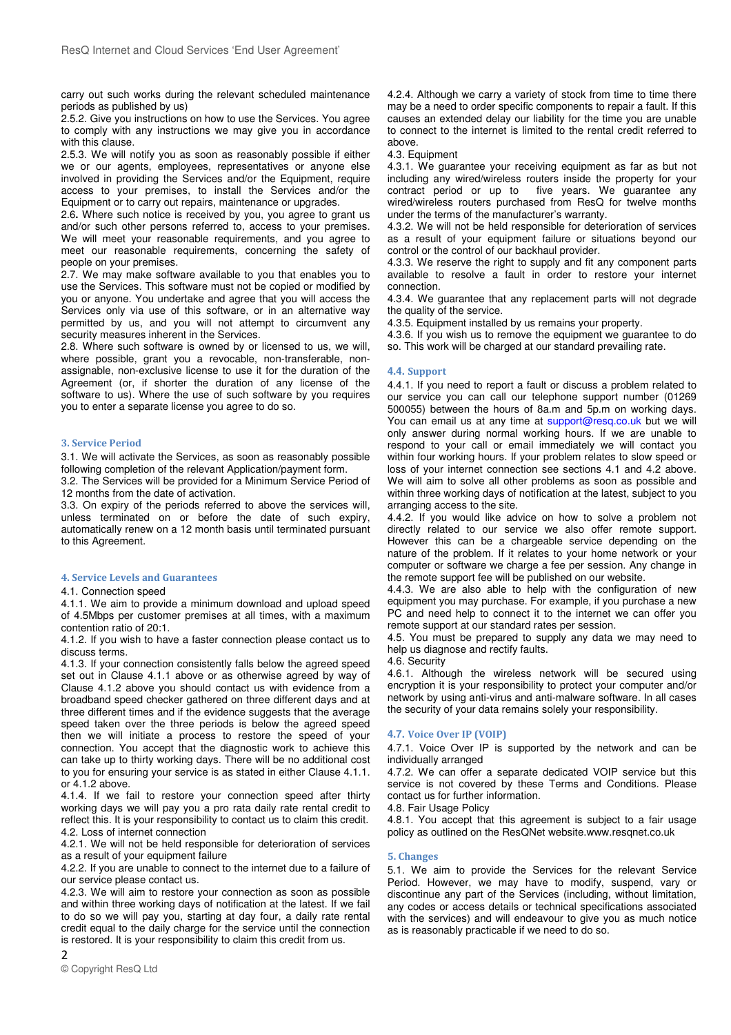carry out such works during the relevant scheduled maintenance periods as published by us)

2.5.2. Give you instructions on how to use the Services. You agree to comply with any instructions we may give you in accordance with this clause.

2.5.3. We will notify you as soon as reasonably possible if either we or our agents, employees, representatives or anyone else involved in providing the Services and/or the Equipment, require access to your premises, to install the Services and/or the Equipment or to carry out repairs, maintenance or upgrades.

2.6**.** Where such notice is received by you, you agree to grant us and/or such other persons referred to, access to your premises. We will meet your reasonable requirements, and you agree to meet our reasonable requirements, concerning the safety of people on your premises.

2.7. We may make software available to you that enables you to use the Services. This software must not be copied or modified by you or anyone. You undertake and agree that you will access the Services only via use of this software, or in an alternative way permitted by us, and you will not attempt to circumvent any security measures inherent in the Services.

2.8. Where such software is owned by or licensed to us, we will, where possible, grant you a revocable, non-transferable, non-assignable, non-exclusive license to use it for the duration of the Agreement (or, if shorter the duration of any license of the software to us). Where the use of such software by you requires you to enter a separate license you agree to do so.

## 3. Service Period

3.1. We will activate the Services, as soon as reasonably possible following completion of the relevant Application/payment form.

3.2. The Services will be provided for a Minimum Service Period of 12 months from the date of activation.

3.3. On expiry of the periods referred to above the services will, unless terminated on or before the date of such expiry, automatically renew on a 12 month basis until terminated pursuant to this Agreement.

## 4. Service Levels and Guarantees

4.1. Connection speed

4.1.1. We aim to provide a minimum download and upload speed of 4.5Mbps per customer premises at all times, with a maximum contention ratio of 20:1.

4.1.2. If you wish to have a faster connection please contact us to discuss terms.

4.1.3. If your connection consistently falls below the agreed speed set out in Clause 4.1.1 above or as otherwise agreed by way of Clause 4.1.2 above you should contact us with evidence from a broadband speed checker gathered on three different days and at three different times and if the evidence suggests that the average speed taken over the three periods is below the agreed speed then we will initiate a process to restore the speed of your connection. You accept that the diagnostic work to achieve this can take up to thirty working days. There will be no additional cost to you for ensuring your service is as stated in either Clause 4.1.1. or 4.1.2 above.

4.1.4. If we fail to restore your connection speed after thirty working days we will pay you a pro rata daily rate rental credit to reflect this. It is your responsibility to contact us to claim this credit.

4.2. Loss of internet connection

4.2.1. We will not be held responsible for deterioration of services as a result of your equipment failure

4.2.2. If you are unable to connect to the internet due to a failure of our service please contact us.

4.2.3. We will aim to restore your connection as soon as possible and within three working days of notification at the latest. If we fail to do so we will pay you, starting at day four, a daily rate rental credit equal to the daily charge for the service until the connection is restored. It is your responsibility to claim this credit from us.

4.2.4. Although we carry a variety of stock from time to time there may be a need to order specific components to repair a fault. If this causes an extended delay our liability for the time you are unable to connect to the internet is limited to the rental credit referred to above.

4.3. Equipment

4.3.1. We guarantee your receiving equipment as far as but not including any wired/wireless routers inside the property for your contract period or up to five years. We guarantee any wired/wireless routers purchased from ResQ for twelve months under the terms of the manufacturer's warranty.

4.3.2. We will not be held responsible for deterioration of services as a result of your equipment failure or situations beyond our control or the control of our backhaul provider.

4.3.3. We reserve the right to supply and fit any component parts available to resolve a fault in order to restore your internet connection.

4.3.4. We guarantee that any replacement parts will not degrade the quality of the service.

4.3.5. Equipment installed by us remains your property.

4.3.6. If you wish us to remove the equipment we guarantee to do so. This work will be charged at our standard prevailing rate.

## 4.4. Support

4.4.1. If you need to report a fault or discuss a problem related to our service you can call our telephone support number (01269 500055) between the hours of 8a.m and 5p.m on working days. You can email us at any time at support@resq.co.uk but we will only answer during normal working hours. If we are unable to respond to your call or email immediately we will contact you within four working hours. If your problem relates to slow speed or loss of your internet connection see sections 4.1 and 4.2 above. We will aim to solve all other problems as soon as possible and within three working days of notification at the latest, subject to you arranging access to the site.

4.4.2. If you would like advice on how to solve a problem not directly related to our service we also offer remote support. However this can be a chargeable service depending on the nature of the problem. If it relates to your home network or your computer or software we charge a fee per session. Any change in the remote support fee will be published on our website.

4.4.3. We are also able to help with the configuration of new equipment you may purchase. For example, if you purchase a new PC and need help to connect it to the internet we can offer you remote support at our standard rates per session.

4.5. You must be prepared to supply any data we may need to help us diagnose and rectify faults.

4.6. Security

4.6.1. Although the wireless network will be secured using encryption it is your responsibility to protect your computer and/or network by using anti-virus and anti-malware software. In all cases the security of your data remains solely your responsibility.

## 4.7. Voice Over IP (VOIP)

4.7.1. Voice Over IP is supported by the network and can be individually arranged

4.7.2. We can offer a separate dedicated VOIP service but this service is not covered by these Terms and Conditions. Please contact us for further information.

4.8. Fair Usage Policy

4.8.1. You accept that this agreement is subject to a fair usage policy as outlined on the ResQNet website.www.resqnet.co.uk

## 5. Changes

5.1. We aim to provide the Services for the relevant Service Period. However, we may have to modify, suspend, vary or discontinue any part of the Services (including, without limitation, any codes or access details or technical specifications associated with the services) and will endeavour to give you as much notice as is reasonably practicable if we need to do so.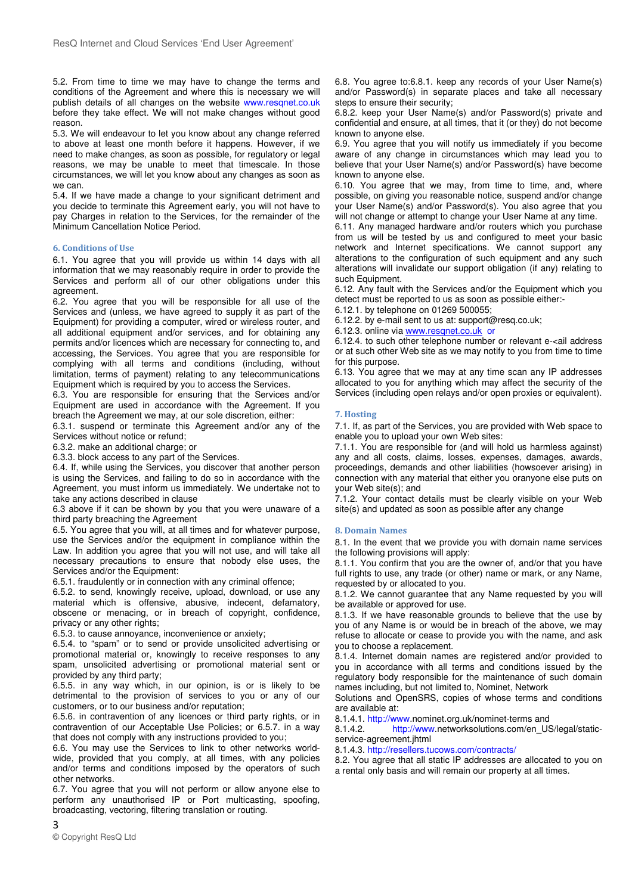5.2. From time to time we may have to change the terms and conditions of the Agreement and where this is necessary we will publish details of all changes on the website www.resqnet.co.uk before they take effect. We will not make changes without good reason.

5.3. We will endeavour to let you know about any change referred to above at least one month before it happens. However, if we need to make changes, as soon as possible, for regulatory or legal reasons, we may be unable to meet that timescale. In those circumstances, we will let you know about any changes as soon as we can.

5.4. If we have made a change to your significant detriment and you decide to terminate this Agreement early, you will not have to pay Charges in relation to the Services, for the remainder of the Minimum Cancellation Notice Period.

### 6. Conditions of Use

6.1. You agree that you will provide us within 14 days with all information that we may reasonably require in order to provide the Services and perform all of our other obligations under this agreement.

6.2. You agree that you will be responsible for all use of the Services and (unless, we have agreed to supply it as part of the Equipment) for providing a computer, wired or wireless router, and all additional equipment and/or services, and for obtaining any permits and/or licences which are necessary for connecting to, and accessing, the Services. You agree that you are responsible for complying with all terms and conditions (including, without limitation, terms of payment) relating to any telecommunications Equipment which is required by you to access the Services.

6.3. You are responsible for ensuring that the Services and/or Equipment are used in accordance with the Agreement. If you breach the Agreement we may, at our sole discretion, either:

6.3.1. suspend or terminate this Agreement and/or any of the Services without notice or refund;

6.3.2. make an additional charge; or

6.3.3. block access to any part of the Services.

6.4. If, while using the Services, you discover that another person is using the Services, and failing to do so in accordance with the Agreement, you must inform us immediately. We undertake not to take any actions described in clause 6.3 above if it can be shown by you that you were unaware of a third party breaching the Agreement

6.5. You agree that you will, at all times and for whatever purpose, use the Services and/or the equipment in compliance within the Law. In addition you agree that you will not use, and will take all necessary precautions to ensure that nobody else uses, the Services and/or the Equipment:

6.5.1. fraudulently or in connection with any criminal offence;

6.5.2. to send, knowingly receive, upload, download, or use any material which is offensive, abusive, indecent, defamatory, obscene or menacing, or in breach of copyright, confidence, privacy or any other rights;

6.5.3. to cause annoyance, inconvenience or anxiety;

6.5.4. to "spam" or to send or provide unsolicited advertising or promotional material or, knowingly to receive responses to any spam, unsolicited advertising or promotional material sent or provided by any third party;

6.5.5. in any way which, in our opinion, is or is likely to be detrimental to the provision of services to you or any of our customers, or to our business and/or reputation;

6.5.6. in contravention of any licences or third party rights, or in contravention of our Acceptable Use Policies; or 6.5.7. in a way that does not comply with any instructions provided to you;

6.6. You may use the Services to link to other networks world-wide, provided that you comply, at all times, with any policies and/or terms and conditions imposed by the operators of such other networks.

6.7. You agree that you will not perform or allow anyone else to perform any unauthorised IP or Port multicasting, spoofing, broadcasting, vectoring, filtering translation or routing.

6.8. You agree to:6.8.1. keep any records of your User Name(s) and/or Password(s) in separate places and take all necessary steps to ensure their security;

6.8.2. keep your User Name(s) and/or Password(s) private and confidential and ensure, at all times, that it (or they) do not become known to anyone else.

6.9. You agree that you will notify us immediately if you become aware of any change in circumstances which may lead you to believe that your User Name(s) and/or Password(s) have become known to anyone else.

6.10. You agree that we may, from time to time, and, where possible, on giving you reasonable notice, suspend and/or change your User Name(s) and/or Password(s). You also agree that you will not change or attempt to change your User Name at any time.

6.11. Any managed hardware and/or routers which you purchase from us will be tested by us and configured to meet your basic network and Internet specifications. We cannot support any alterations to the configuration of such equipment and any such alterations will invalidate our support obligation (if any) relating to such Equipment.

6.12. Any fault with the Services and/or the Equipment which you detect must be reported to us as soon as possible either:-

6.12.1. by telephone on 01269 500055;

6.12.2. by e-mail sent to us at: support@resq.co.uk;

6.12.3. online via www.resqnet.co.uk or

6.12.4. to such other telephone number or relevant e-<ail address or at such other Web site as we may notify to you from time to time for this purpose.

6.13. You agree that we may at any time scan any IP addresses allocated to you for anything which may affect the security of the Services (including open relays and/or open proxies or equivalent).

### 7. Hosting

7.1. If, as part of the Services, you are provided with Web space to enable you to upload your own Web sites:

7.1.1. You are responsible for (and will hold us harmless against) any and all costs, claims, losses, expenses, damages, awards, proceedings, demands and other liabilities (howsoever arising) in connection with any material that either you oranyone else puts on your Web site(s); and

7.1.2. Your contact details must be clearly visible on your Web site(s) and updated as soon as possible after any change

### 8. Domain Names

8.1. In the event that we provide you with domain name services the following provisions will apply:

8.1.1. You confirm that you are the owner of, and/or that you have full rights to use, any trade (or other) name or mark, or any Name, requested by or allocated to you.

8.1.2. We cannot guarantee that any Name requested by you will be available or approved for use.

8.1.3. If we have reasonable grounds to believe that the use by you of any Name is or would be in breach of the above, we may refuse to allocate or cease to provide you with the name, and ask you to choose a replacement.

8.1.4. Internet domain names are registered and/or provided to you in accordance with all terms and conditions issued by the regulatory body responsible for the maintenance of such domain names including, but not limited to, Nominet, Network Solutions and OpenSRS, copies of whose terms and conditions are available at:

8.1.4.1. http://www.nominet.org.uk/nominet-terms and

8.1.4.2. http://www.networksolutions.com/en_US/legal/static-service-agreement.jhtml

8.1.4.3. http://resellers.tucows.com/contracts/

8.2. You agree that all static IP addresses are allocated to you on a rental only basis and will remain our property at all times.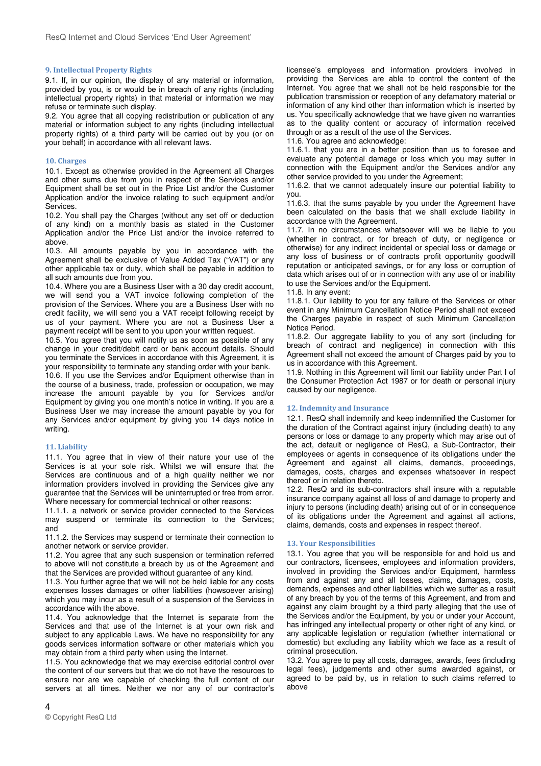## 9. Intellectual Property Rights

9.1. If, in our opinion, the display of any material or information, provided by you, is or would be in breach of any rights (including intellectual property rights) in that material or information we may refuse or terminate such display.

9.2. You agree that all copying redistribution or publication of any material or information subject to any rights (including intellectual property rights) of a third party will be carried out by you (or on your behalf) in accordance with all relevant laws.

## 10. Charges

10.1. Except as otherwise provided in the Agreement all Charges and other sums due from you in respect of the Services and/or Equipment shall be set out in the Price List and/or the Customer Application and/or the invoice relating to such equipment and/or Services.

10.2. You shall pay the Charges (without any set off or deduction of any kind) on a monthly basis as stated in the Customer Application and/or the Price List and/or the invoice referred to above.

10.3. All amounts payable by you in accordance with the Agreement shall be exclusive of Value Added Tax ("VAT") or any other applicable tax or duty, which shall be payable in addition to all such amounts due from you.

10.4. Where you are a Business User with a 30 day credit account, we will send you a VAT invoice following completion of the provision of the Services. Where you are a Business User with no credit facility, we will send you a VAT receipt following receipt by us of your payment. Where you are not a Business User a payment receipt will be sent to you upon your written request.

10.5. You agree that you will notify us as soon as possible of any change in your credit/debit card or bank account details. Should you terminate the Services in accordance with this Agreement, it is your responsibility to terminate any standing order with your bank.

10.6. If you use the Services and/or Equipment otherwise than in the course of a business, trade, profession or occupation, we may increase the amount payable by you for Services and/or Equipment by giving you one month's notice in writing. If you are a Business User we may increase the amount payable by you for any Services and/or equipment by giving you 14 days notice in writing.

## 11. Liability

11.1. You agree that in view of their nature your use of the Services is at your sole risk. Whilst we will ensure that the Services are continuous and of a high quality neither we nor information providers involved in providing the Services give any guarantee that the Services will be uninterrupted or free from error. Where necessary for commercial technical or other reasons:

11.1.1. a network or service provider connected to the Services may suspend or terminate its connection to the Services; and

11.1.2. the Services may suspend or terminate their connection to another network or service provider.

11.2. You agree that any such suspension or termination referred to above will not constitute a breach by us of the Agreement and that the Services are provided without guarantee of any kind.

11.3. You further agree that we will not be held liable for any costs expenses losses damages or other liabilities (howsoever arising) which you may incur as a result of a suspension of the Services in accordance with the above.

11.4. You acknowledge that the Internet is separate from the Services and that use of the Internet is at your own risk and subject to any applicable Laws. We have no responsibility for any goods services information software or other materials which you may obtain from a third party when using the Internet.

11.5. You acknowledge that we may exercise editorial control over the content of our servers but that we do not have the resources to ensure nor are we capable of checking the full content of our servers at all times. Neither we nor any of our contractor's licensee's employees and information providers involved in providing the Services are able to control the content of the Internet. You agree that we shall not be held responsible for the publication transmission or reception of any defamatory material or information of any kind other than information which is inserted by us. You specifically acknowledge that we have given no warranties as to the quality content or accuracy of information received through or as a result of the use of the Services.

11.6. You agree and acknowledge:

11.6.1. that you are in a better position than us to foresee and evaluate any potential damage or loss which you may suffer in connection with the Equipment and/or the Services and/or any other service provided to you under the Agreement;

11.6.2. that we cannot adequately insure our potential liability to you.

11.6.3. that the sums payable by you under the Agreement have been calculated on the basis that we shall exclude liability in accordance with the Agreement.

11.7. In no circumstances whatsoever will we be liable to you (whether in contract, or for breach of duty, or negligence or otherwise) for any indirect incidental or special loss or damage or any loss of business or of contracts profit opportunity goodwill reputation or anticipated savings, or for any loss or corruption of data which arises out of or in connection with any use of or inability to use the Services and/or the Equipment.

11.8. In any event:

11.8.1. Our liability to you for any failure of the Services or other event in any Minimum Cancellation Notice Period shall not exceed the Charges payable in respect of such Minimum Cancellation Notice Period.

11.8.2. Our aggregate liability to you of any sort (including for breach of contract and negligence) in connection with this Agreement shall not exceed the amount of Charges paid by you to us in accordance with this Agreement.

11.9. Nothing in this Agreement will limit our liability under Part I of the Consumer Protection Act 1987 or for death or personal injury caused by our negligence.

## 12. Indemnity and Insurance

12.1. ResQ shall indemnify and keep indemnified the Customer for the duration of the Contract against injury (including death) to any persons or loss or damage to any property which may arise out of the act, default or negligence of ResQ, a Sub-Contractor, their employees or agents in consequence of its obligations under the Agreement and against all claims, demands, proceedings, damages, costs, charges and expenses whatsoever in respect thereof or in relation thereto.

12.2. ResQ and its sub-contractors shall insure with a reputable insurance company against all loss of and damage to property and injury to persons (including death) arising out of or in consequence of its obligations under the Agreement and against all actions, claims, demands, costs and expenses in respect thereof.

## 13. Your Responsibilities

13.1. You agree that you will be responsible for and hold us and our contractors, licensees, employees and information providers, involved in providing the Services and/or Equipment, harmless from and against any and all losses, claims, damages, costs, demands, expenses and other liabilities which we suffer as a result of any breach by you of the terms of this Agreement, and from and against any claim brought by a third party alleging that the use of the Services and/or the Equipment, by you or under your Account, has infringed any intellectual property or other right of any kind, or any applicable legislation or regulation (whether international or domestic) but excluding any liability which we face as a result of criminal prosecution.

13.2. You agree to pay all costs, damages, awards, fees (including legal fees), judgements and other sums awarded against, or agreed to be paid by, us in relation to such claims referred to above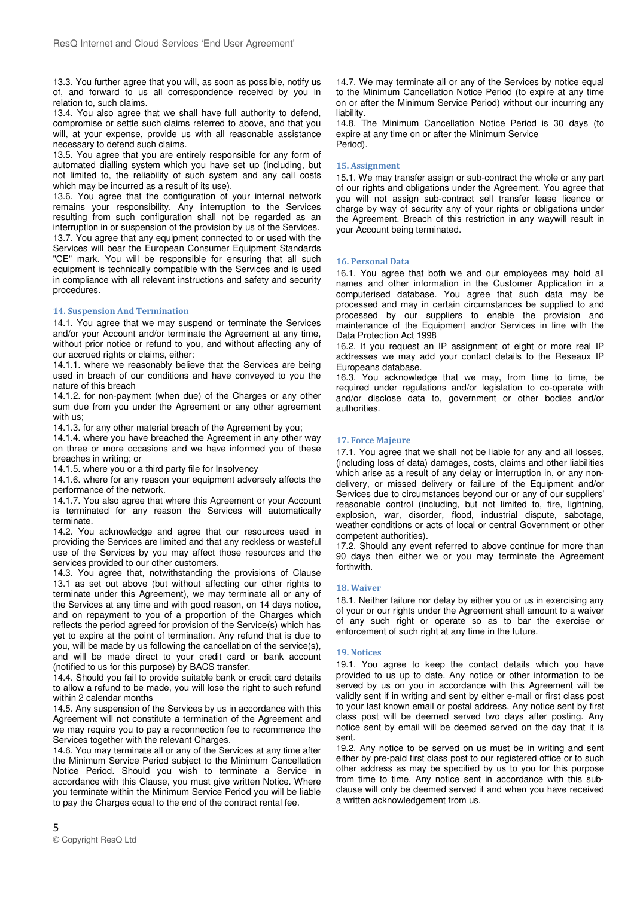13.3. You further agree that you will, as soon as possible, notify us of, and forward to us all correspondence received by you in relation to, such claims.
13.4. You also agree that we shall have full authority to defend, compromise or settle such claims referred to above, and that you will, at your expense, provide us with all reasonable assistance necessary to defend such claims.
13.5. You agree that you are entirely responsible for any form of automated dialling system which you have set up (including, but not limited to, the reliability of such system and any call costs which may be incurred as a result of its use).
13.6. You agree that the configuration of your internal network remains your responsibility. Any interruption to the Services resulting from such configuration shall not be regarded as an interruption in or suspension of the provision by us of the Services.
13.7. You agree that any equipment connected to or used with the Services will bear the European Consumer Equipment Standards "CE" mark. You will be responsible for ensuring that all such equipment is technically compatible with the Services and is used in compliance with all relevant instructions and safety and security procedures.

## 14. Suspension And Termination

14.1. You agree that we may suspend or terminate the Services and/or your Account and/or terminate the Agreement at any time, without prior notice or refund to you, and without affecting any of our accrued rights or claims, either:
14.1.1. where we reasonably believe that the Services are being used in breach of our conditions and have conveyed to you the nature of this breach
14.1.2. for non-payment (when due) of the Charges or any other sum due from you under the Agreement or any other agreement with us;
14.1.3. for any other material breach of the Agreement by you;
14.1.4. where you have breached the Agreement in any other way on three or more occasions and we have informed you of these breaches in writing; or
14.1.5. where you or a third party file for Insolvency
14.1.6. where for any reason your equipment adversely affects the performance of the network.
14.1.7. You also agree that where this Agreement or your Account is terminated for any reason the Services will automatically terminate.
14.2. You acknowledge and agree that our resources used in providing the Services are limited and that any reckless or wasteful use of the Services by you may affect those resources and the services provided to our other customers.
14.3. You agree that, notwithstanding the provisions of Clause 13.1 as set out above (but without affecting our other rights to terminate under this Agreement), we may terminate all or any of the Services at any time and with good reason, on 14 days notice, and on repayment to you of a proportion of the Charges which reflects the period agreed for provision of the Service(s) which has yet to expire at the point of termination. Any refund that is due to you, will be made by us following the cancellation of the service(s), and will be made direct to your credit card or bank account (notified to us for this purpose) by BACS transfer.
14.4. Should you fail to provide suitable bank or credit card details to allow a refund to be made, you will lose the right to such refund within 2 calendar months
14.5. Any suspension of the Services by us in accordance with this Agreement will not constitute a termination of the Agreement and we may require you to pay a reconnection fee to recommence the Services together with the relevant Charges.
14.6. You may terminate all or any of the Services at any time after the Minimum Service Period subject to the Minimum Cancellation Notice Period. Should you wish to terminate a Service in accordance with this Clause, you must give written Notice. Where you terminate within the Minimum Service Period you will be liable to pay the Charges equal to the end of the contract rental fee.
14.7. We may terminate all or any of the Services by notice equal to the Minimum Cancellation Notice Period (to expire at any time on or after the Minimum Service Period) without our incurring any liability.
14.8. The Minimum Cancellation Notice Period is 30 days (to expire at any time on or after the Minimum Service Period).

## 15. Assignment

15.1. We may transfer assign or sub-contract the whole or any part of our rights and obligations under the Agreement. You agree that you will not assign sub-contract sell transfer lease licence or charge by way of security any of your rights or obligations under the Agreement. Breach of this restriction in any waywill result in your Account being terminated.

## 16. Personal Data

16.1. You agree that both we and our employees may hold all names and other information in the Customer Application in a computerised database. You agree that such data may be processed and may in certain circumstances be supplied to and processed by our suppliers to enable the provision and maintenance of the Equipment and/or Services in line with the Data Protection Act 1998
16.2. If you request an IP assignment of eight or more real IP addresses we may add your contact details to the Reseaux IP Europeans database.
16.3. You acknowledge that we may, from time to time, be required under regulations and/or legislation to co-operate with and/or disclose data to, government or other bodies and/or authorities.

## 17. Force Majeure

17.1. You agree that we shall not be liable for any and all losses, (including loss of data) damages, costs, claims and other liabilities which arise as a result of any delay or interruption in, or any non-delivery, or missed delivery or failure of the Equipment and/or Services due to circumstances beyond our or any of our suppliers' reasonable control (including, but not limited to, fire, lightning, explosion, war, disorder, flood, industrial dispute, sabotage, weather conditions or acts of local or central Government or other competent authorities).
17.2. Should any event referred to above continue for more than 90 days then either we or you may terminate the Agreement forthwith.

## 18. Waiver

18.1. Neither failure nor delay by either you or us in exercising any of your or our rights under the Agreement shall amount to a waiver of any such right or operate so as to bar the exercise or enforcement of such right at any time in the future.

## 19. Notices

19.1. You agree to keep the contact details which you have provided to us up to date. Any notice or other information to be served by us on you in accordance with this Agreement will be validly sent if in writing and sent by either e-mail or first class post to your last known email or postal address. Any notice sent by first class post will be deemed served two days after posting. Any notice sent by email will be deemed served on the day that it is sent.
19.2. Any notice to be served on us must be in writing and sent either by pre-paid first class post to our registered office or to such other address as may be specified by us to you for this purpose from time to time. Any notice sent in accordance with this sub-clause will only be deemed served if and when you have received a written acknowledgement from us.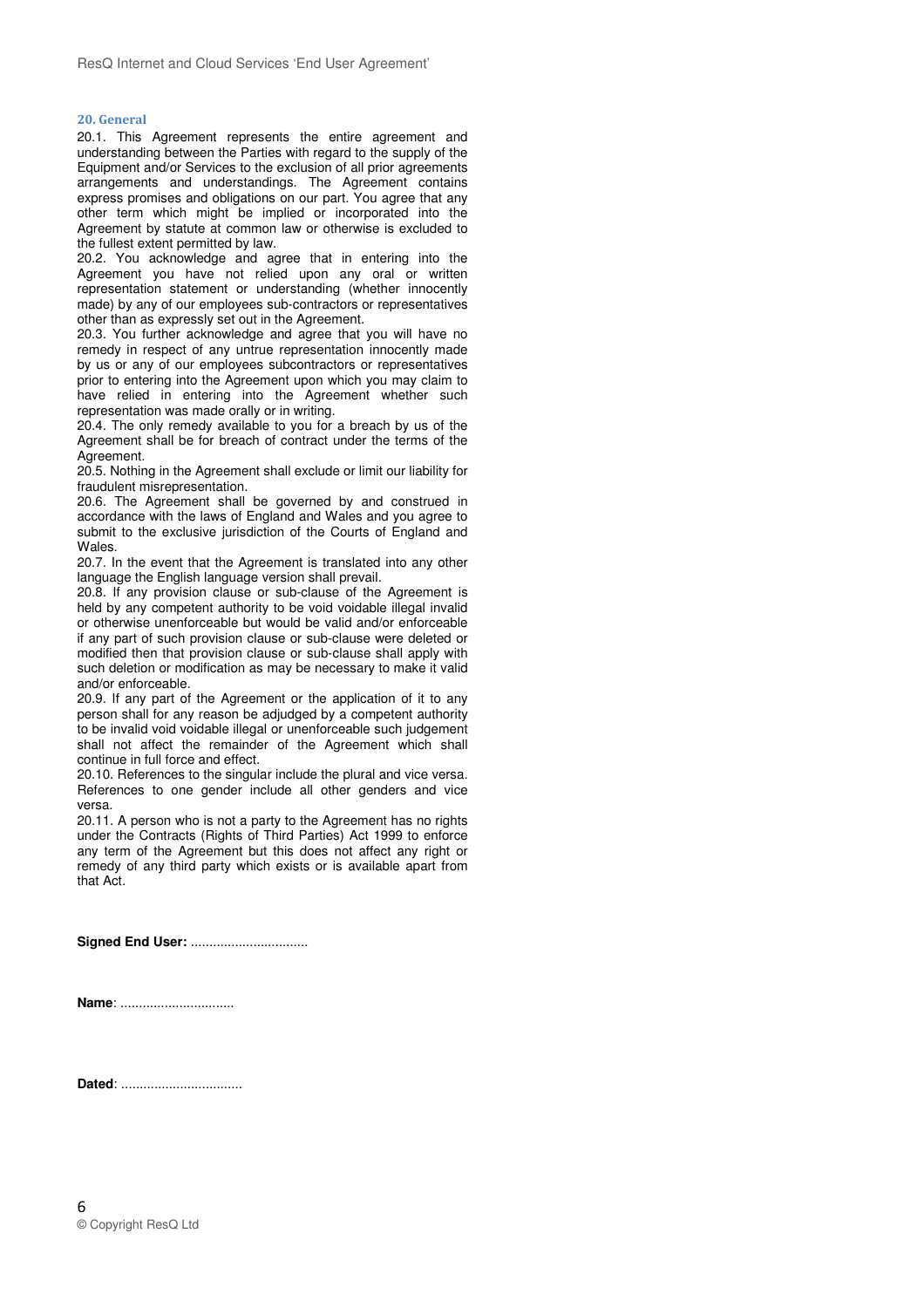## 20. General

20.1. This Agreement represents the entire agreement and understanding between the Parties with regard to the supply of the Equipment and/or Services to the exclusion of all prior agreements arrangements and understandings. The Agreement contains express promises and obligations on our part. You agree that any other term which might be implied or incorporated into the Agreement by statute at common law or otherwise is excluded to the fullest extent permitted by law.

20.2. You acknowledge and agree that in entering into the Agreement you have not relied upon any oral or written representation statement or understanding (whether innocently made) by any of our employees sub-contractors or representatives other than as expressly set out in the Agreement.

20.3. You further acknowledge and agree that you will have no remedy in respect of any untrue representation innocently made by us or any of our employees subcontractors or representatives prior to entering into the Agreement upon which you may claim to have relied in entering into the Agreement whether such representation was made orally or in writing.

20.4. The only remedy available to you for a breach by us of the Agreement shall be for breach of contract under the terms of the Agreement.

20.5. Nothing in the Agreement shall exclude or limit our liability for fraudulent misrepresentation.

20.6. The Agreement shall be governed by and construed in accordance with the laws of England and Wales and you agree to submit to the exclusive jurisdiction of the Courts of England and Wales.

20.7. In the event that the Agreement is translated into any other language the English language version shall prevail.

20.8. If any provision clause or sub-clause of the Agreement is held by any competent authority to be void voidable illegal invalid or otherwise unenforceable but would be valid and/or enforceable if any part of such provision clause or sub-clause were deleted or modified then that provision clause or sub-clause shall apply with such deletion or modification as may be necessary to make it valid and/or enforceable.

20.9. If any part of the Agreement or the application of it to any person shall for any reason be adjudged by a competent authority to be invalid void voidable illegal or unenforceable such judgement shall not affect the remainder of the Agreement which shall continue in full force and effect.

20.10. References to the singular include the plural and vice versa. References to one gender include all other genders and vice versa.

20.11. A person who is not a party to the Agreement has no rights under the Contracts (Rights of Third Parties) Act 1999 to enforce any term of the Agreement but this does not affect any right or remedy of any third party which exists or is available apart from that Act.

**Signed End User:** ................................

**Name**: ...............................

**Dated**: .................................